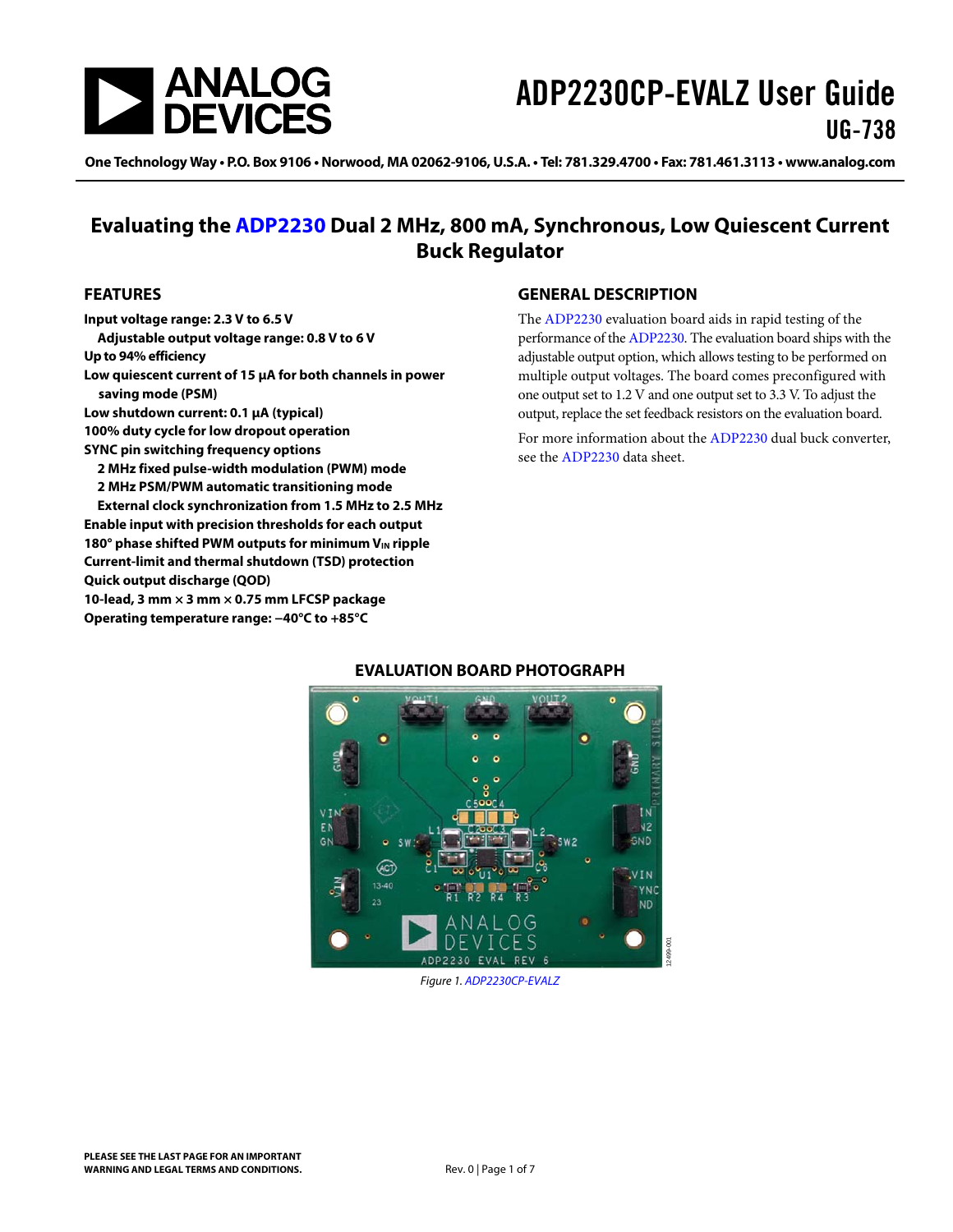# ADP2230CP-EVALZ User Guide

## UG-738

One Technology Way • P.O. Box 9106 • Norwood, MA 02062-9106, U.S.A. • Tel: 781.329.4700 • Fax: 781.461.3113 • www.analog.com

## Evaluating the ADP2230 Dual 2 MHz, 800 mA, Synchronous, Low Quiescent Current Buck Regulator

### FEATURES

- **Input voltage range: 2.3 V to 6.5 V**
  - **Adjustable output voltage range: 0.8 V to 6 V**
- **Up to 94% efficiency**
- **Low quiescent current of 15 µA for both channels in power saving mode (PSM)**
- **Low shutdown current: 0.1 µA (typical)**
- **100% duty cycle for low dropout operation**
- **SYNC pin switching frequency options**
  - **2 MHz fixed pulse-width modulation (PWM) mode**
  - **2 MHz PSM/PWM automatic transitioning mode**
  - **External clock synchronization from 1.5 MHz to 2.5 MHz**
- **Enable input with precision thresholds for each output**
- **180° phase shifted PWM outputs for minimum $V_{IN}$ ripple**
- **Current-limit and thermal shutdown (TSD) protection**
- **Quick output discharge (QOD)**
- **10-lead, 3 mm × 3 mm × 0.75 mm LFCSP package**
- **Operating temperature range: −40°C to +85°C**

### GENERAL DESCRIPTION

The ADP2230 evaluation board aids in rapid testing of the performance of the ADP2230. The evaluation board ships with the adjustable output option, which allows testing to be performed on multiple output voltages. The board comes preconfigured with one output set to 1.2 V and one output set to 3.3 V. To adjust the output, replace the set feedback resistors on the evaluation board.

For more information about the ADP2230 dual buck converter, see the ADP2230 data sheet.

### EVALUATION BOARD PHOTOGRAPH

Figure 1. ADP2230CP-EVALZ

PLEASE SEE THE LAST PAGE FOR AN IMPORTANT WARNING AND LEGAL TERMS AND CONDITIONS.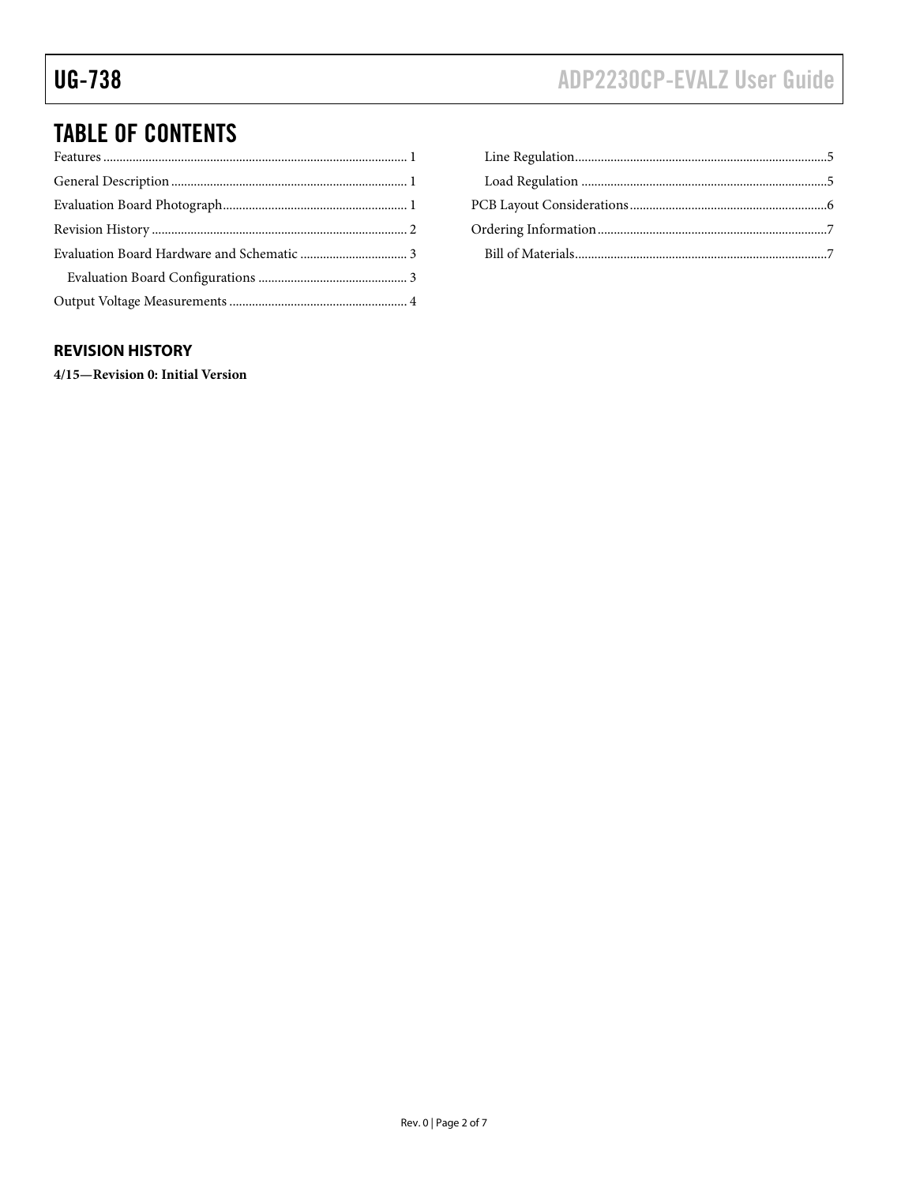## TABLE OF CONTENTS

Features .................................................................................... 1
General Description ................................................................. 1
Evaluation Board Photograph.................................................. 1
Revision History ....................................................................... 2
Evaluation Board Hardware and Schematic ............................ 3
  Evaluation Board Configurations ......................................... 3
Output Voltage Measurements ................................................ 4
  Line Regulation...................................................................... 5
  Load Regulation ..................................................................... 5
PCB Layout Considerations...................................................... 6
Ordering Information................................................................ 7
  Bill of Materials...................................................................... 7

### REVISION HISTORY

**4/15—Revision 0: Initial Version**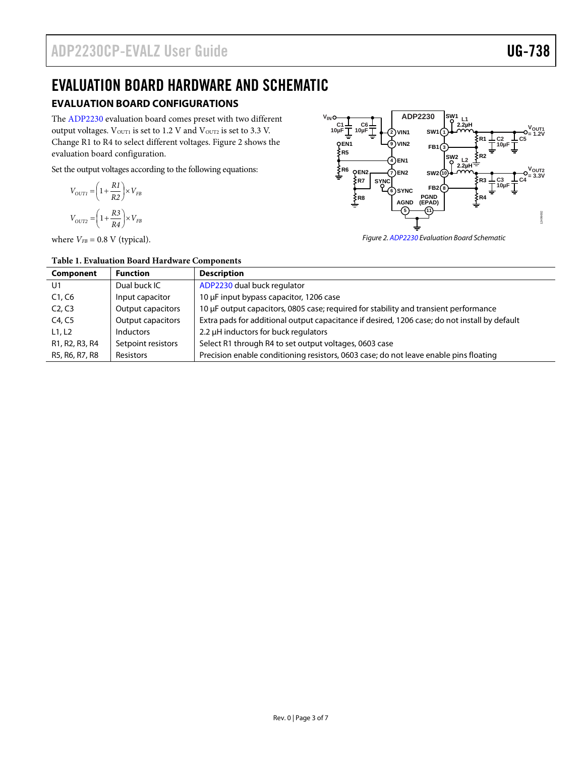# EVALUATION BOARD HARDWARE AND SCHEMATIC

## EVALUATION BOARD CONFIGURATIONS

The ADP2230 evaluation board comes preset with two different output voltages. $V_{OUT1}$ is set to 1.2 V and $V_{OUT2}$ is set to 3.3 V. Change R1 to R4 to select different voltages. Figure 2 shows the evaluation board configuration.

Set the output voltages according to the following equations:

$$V_{OUT1} = \left(1 + \frac{R1}{R2}\right) \times V_{FB}$$

$$V_{OUT2} = \left(1 + \frac{R3}{R4}\right) \times V_{FB}$$

where $V_{FB}$ = 0.8 V (typical).

*Figure 2. ADP2230 Evaluation Board Schematic*

**Table 1. Evaluation Board Hardware Components**

| Component | Function | Description |
|---|---|---|
| U1 | Dual buck IC | ADP2230 dual buck regulator |
| C1, C6 | Input capacitor | 10 µF input bypass capacitor, 1206 case |
| C2, C3 | Output capacitors | 10 µF output capacitors, 0805 case; required for stability and transient performance |
| C4, C5 | Output capacitors | Extra pads for additional output capacitance if desired, 1206 case; do not install by default |
| L1, L2 | Inductors | 2.2 µH inductors for buck regulators |
| R1, R2, R3, R4 | Setpoint resistors | Select R1 through R4 to set output voltages, 0603 case |
| R5, R6, R7, R8 | Resistors | Precision enable conditioning resistors, 0603 case; do not leave enable pins floating |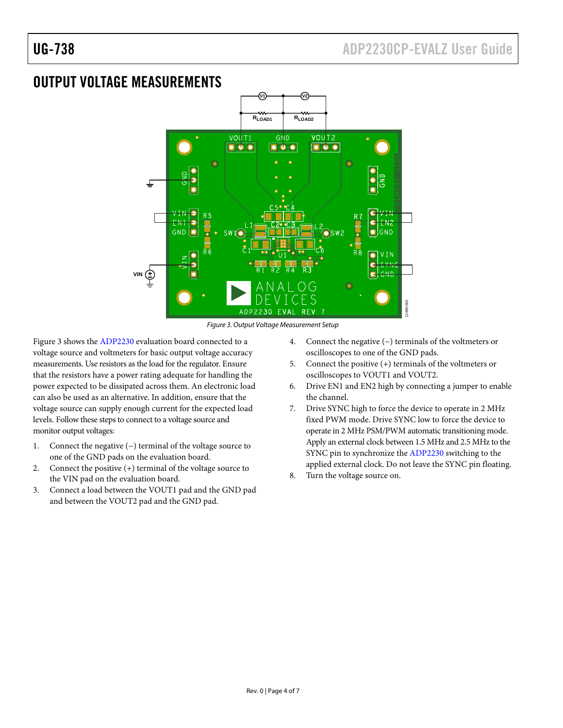## OUTPUT VOLTAGE MEASUREMENTS

Figure 3. Output Voltage Measurement Setup

Figure 3 shows the ADP2230 evaluation board connected to a voltage source and voltmeters for basic output voltage accuracy measurements. Use resistors as the load for the regulator. Ensure that the resistors have a power rating adequate for handling the power expected to be dissipated across them. An electronic load can also be used as an alternative. In addition, ensure that the voltage source can supply enough current for the expected load levels. Follow these steps to connect to a voltage source and monitor output voltages:

1. Connect the negative (−) terminal of the voltage source to one of the GND pads on the evaluation board.
2. Connect the positive (+) terminal of the voltage source to the VIN pad on the evaluation board.
3. Connect a load between the VOUT1 pad and the GND pad and between the VOUT2 pad and the GND pad.
4. Connect the negative (−) terminals of the voltmeters or oscilloscopes to one of the GND pads.
5. Connect the positive (+) terminals of the voltmeters or oscilloscopes to VOUT1 and VOUT2.
6. Drive EN1 and EN2 high by connecting a jumper to enable the channel.
7. Drive SYNC high to force the device to operate in 2 MHz fixed PWM mode. Drive SYNC low to force the device to operate in 2 MHz PSM/PWM automatic transitioning mode. Apply an external clock between 1.5 MHz and 2.5 MHz to the SYNC pin to synchronize the ADP2230 switching to the applied external clock. Do not leave the SYNC pin floating.
8. Turn the voltage source on.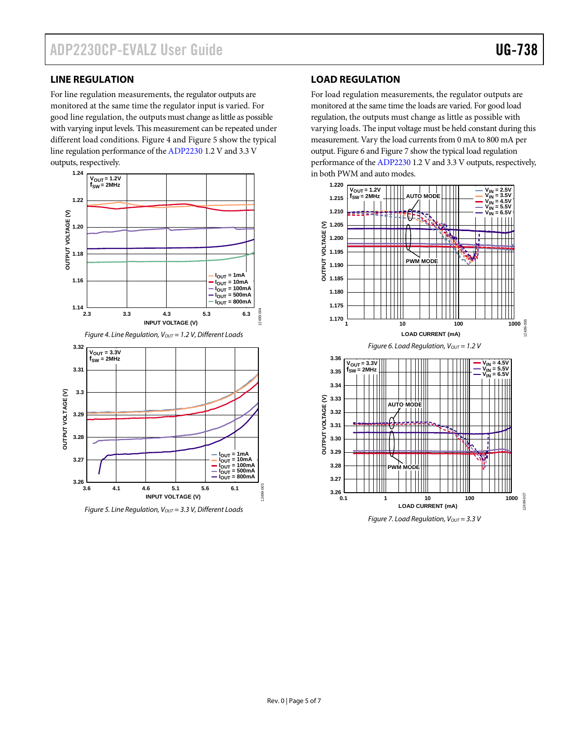## LINE REGULATION

For line regulation measurements, the regulator outputs are monitored at the same time the regulator input is varied. For good line regulation, the outputs must change as little as possible with varying input levels. This measurement can be repeated under different load conditions. Figure 4 and Figure 5 show the typical line regulation performance of the ADP2230 1.2 V and 3.3 V outputs, respectively.

Figure 4. Line Regulation, $V_{OUT}$ = 1.2 V, Different Loads

Figure 5. Line Regulation, $V_{OUT}$ = 3.3 V, Different Loads

## LOAD REGULATION

For load regulation measurements, the regulator outputs are monitored at the same time the loads are varied. For good load regulation, the outputs must change as little as possible with varying loads. The input voltage must be held constant during this measurement. Vary the load currents from 0 mA to 800 mA per output. Figure 6 and Figure 7 show the typical load regulation performance of the ADP2230 1.2 V and 3.3 V outputs, respectively, in both PWM and auto modes.

Figure 6. Load Regulation, $V_{OUT}$ = 1.2 V

Figure 7. Load Regulation, $V_{OUT}$ = 3.3 V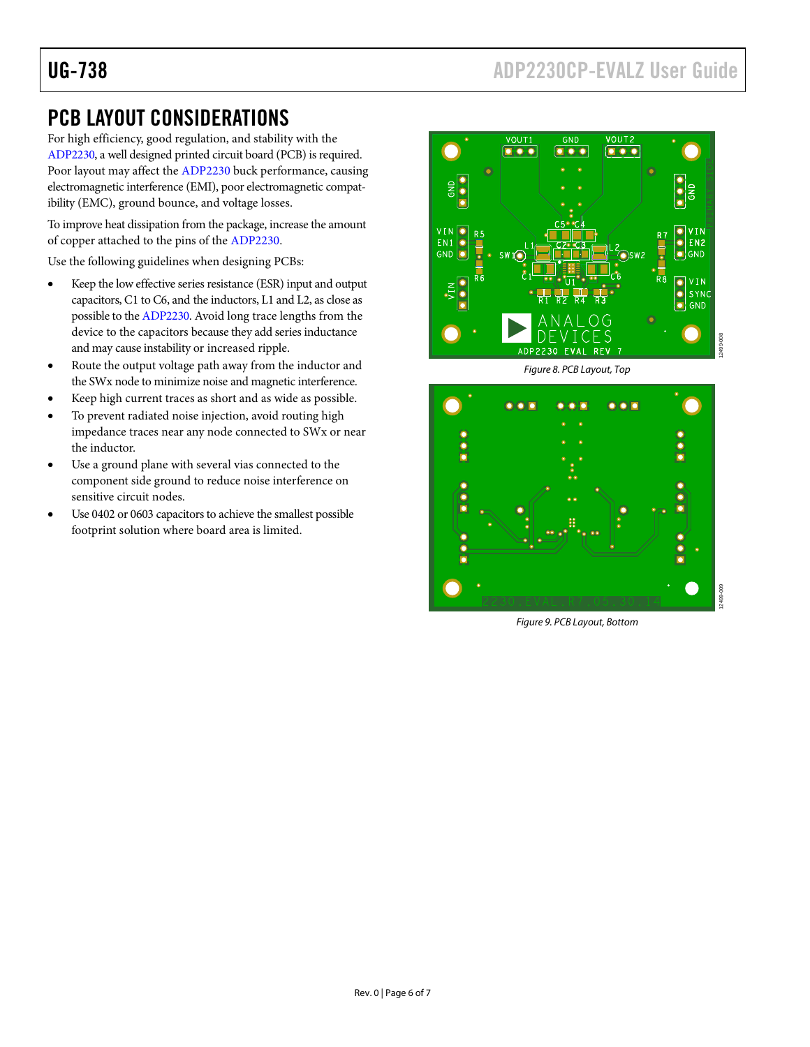## PCB LAYOUT CONSIDERATIONS

For high efficiency, good regulation, and stability with the ADP2230, a well designed printed circuit board (PCB) is required. Poor layout may affect the ADP2230 buck performance, causing electromagnetic interference (EMI), poor electromagnetic compatibility (EMC), ground bounce, and voltage losses.

To improve heat dissipation from the package, increase the amount of copper attached to the pins of the ADP2230.

Use the following guidelines when designing PCBs:

- Keep the low effective series resistance (ESR) input and output capacitors, C1 to C6, and the inductors, L1 and L2, as close as possible to the ADP2230. Avoid long trace lengths from the device to the capacitors because they add series inductance and may cause instability or increased ripple.
- Route the output voltage path away from the inductor and the SWx node to minimize noise and magnetic interference.
- Keep high current traces as short and as wide as possible.
- To prevent radiated noise injection, avoid routing high impedance traces near any node connected to SWx or near the inductor.
- Use a ground plane with several vias connected to the component side ground to reduce noise interference on sensitive circuit nodes.
- Use 0402 or 0603 capacitors to achieve the smallest possible footprint solution where board area is limited.

*Figure 8. PCB Layout, Top*

*Figure 9. PCB Layout, Bottom*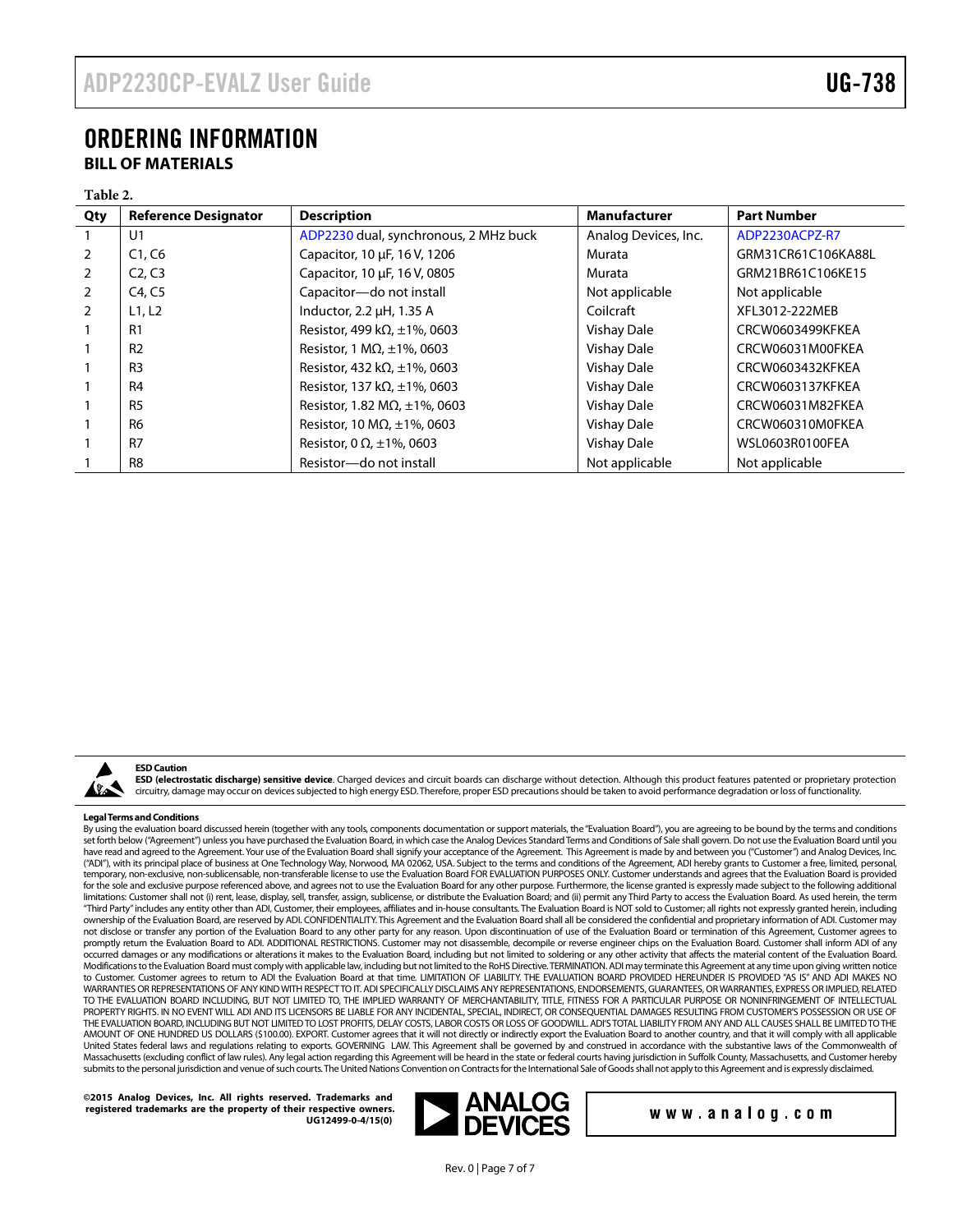# ORDERING INFORMATION

## BILL OF MATERIALS

**Table 2.**

| Qty | Reference Designator | Description | Manufacturer | Part Number |
|---|---|---|---|---|
| 1 | U1 | ADP2230 dual, synchronous, 2 MHz buck | Analog Devices, Inc. | ADP2230ACPZ-R7 |
| 2 | C1, C6 | Capacitor, 10 μF, 16 V, 1206 | Murata | GRM31CR61C106KA88L |
| 2 | C2, C3 | Capacitor, 10 μF, 16 V, 0805 | Murata | GRM21BR61C106KE15 |
| 2 | C4, C5 | Capacitor—do not install | Not applicable | Not applicable |
| 2 | L1, L2 | Inductor, 2.2 μH, 1.35 A | Coilcraft | XFL3012-222MEB |
| 1 | R1 | Resistor, 499 kΩ, ±1%, 0603 | Vishay Dale | CRCW0603499KFKEA |
| 1 | R2 | Resistor, 1 MΩ, ±1%, 0603 | Vishay Dale | CRCW06031M00FKEA |
| 1 | R3 | Resistor, 432 kΩ, ±1%, 0603 | Vishay Dale | CRCW0603432KFKEA |
| 1 | R4 | Resistor, 137 kΩ, ±1%, 0603 | Vishay Dale | CRCW0603137KFKEA |
| 1 | R5 | Resistor, 1.82 MΩ, ±1%, 0603 | Vishay Dale | CRCW06031M82FKEA |
| 1 | R6 | Resistor, 10 MΩ, ±1%, 0603 | Vishay Dale | CRCW060310M0FKEA |
| 1 | R7 | Resistor, 0 Ω, ±1%, 0603 | Vishay Dale | WSL0603R0100FEA |
| 1 | R8 | Resistor—do not install | Not applicable | Not applicable |

**ESD Caution**

**ESD (electrostatic discharge) sensitive device**. Charged devices and circuit boards can discharge without detection. Although this product features patented or proprietary protection circuitry, damage may occur on devices subjected to high energy ESD. Therefore, proper ESD precautions should be taken to avoid performance degradation or loss of functionality.

**Legal Terms and Conditions**

By using the evaluation board discussed herein (together with any tools, components documentation or support materials, the "Evaluation Board"), you are agreeing to be bound by the terms and conditions set forth below ("Agreement") unless you have purchased the Evaluation Board, in which case the Analog Devices Standard Terms and Conditions of Sale shall govern. Do not use the Evaluation Board until you have read and agreed to the Agreement. Your use of the Evaluation Board shall signify your acceptance of the Agreement. This Agreement is made by and between you ("Customer") and Analog Devices, Inc. ("ADI"), with its principal place of business at One Technology Way, Norwood, MA 02062, USA. Subject to the terms and conditions of the Agreement, ADI hereby grants to Customer a free, limited, personal, temporary, non-exclusive, non-sublicensable, non-transferable license to use the Evaluation Board FOR EVALUATION PURPOSES ONLY. Customer understands and agrees that the Evaluation Board is provided for the sole and exclusive purpose referenced above, and agrees not to use the Evaluation Board for any other purpose. Furthermore, the license granted is expressly made subject to the following additional limitations: Customer shall not (i) rent, lease, display, sell, transfer, assign, sublicense, or distribute the Evaluation Board; and (ii) permit any Third Party to access the Evaluation Board. As used herein, the term "Third Party" includes any entity other than ADI, Customer, their employees, affiliates and in-house consultants. The Evaluation Board is NOT sold to Customer; all rights not expressly granted herein, including ownership of the Evaluation Board, are reserved by ADI. CONFIDENTIALITY. This Agreement and the Evaluation Board shall all be considered the confidential and proprietary information of ADI. Customer may not disclose or transfer any portion of the Evaluation Board to any other party for any reason. Upon discontinuation of use of the Evaluation Board or termination of this Agreement, Customer agrees to promptly return the Evaluation Board to ADI. ADDITIONAL RESTRICTIONS. Customer may not disassemble, decompile or reverse engineer chips on the Evaluation Board. Customer shall inform ADI of any occurred damages or any modifications or alterations it makes to the Evaluation Board, including but not limited to soldering or any other activity that affects the material content of the Evaluation Board. Modifications to the Evaluation Board must comply with applicable law, including but not limited to the RoHS Directive. TERMINATION. ADI may terminate this Agreement at any time upon giving written notice to Customer. Customer agrees to return to ADI the Evaluation Board at that time. LIMITATION OF LIABILITY. THE EVALUATION BOARD PROVIDED HEREUNDER IS PROVIDED "AS IS" AND ADI MAKES NO WARRANTIES OR REPRESENTATIONS OF ANY KIND WITH RESPECT TO IT. ADI SPECIFICALLY DISCLAIMS ANY REPRESENTATIONS, ENDORSEMENTS, GUARANTEES, OR WARRANTIES, EXPRESS OR IMPLIED, RELATED TO THE EVALUATION BOARD INCLUDING, BUT NOT LIMITED TO, THE IMPLIED WARRANTY OF MERCHANTABILITY, TITLE, FITNESS FOR A PARTICULAR PURPOSE OR NONINFRINGEMENT OF INTELLECTUAL PROPERTY RIGHTS. IN NO EVENT WILL ADI AND ITS LICENSORS BE LIABLE FOR ANY INCIDENTAL, SPECIAL, INDIRECT, OR CONSEQUENTIAL DAMAGES RESULTING FROM CUSTOMER'S POSSESSION OR USE OF THE EVALUATION BOARD, INCLUDING BUT NOT LIMITED TO LOST PROFITS, DELAY COSTS, LABOR COSTS OR LOSS OF GOODWILL. ADI'S TOTAL LIABILITY FROM ANY AND ALL CAUSES SHALL BE LIMITED TO THE AMOUNT OF ONE HUNDRED US DOLLARS ($100.00). EXPORT. Customer agrees that it will not directly or indirectly export the Evaluation Board to another country, and that it will comply with all applicable United States federal laws and regulations relating to exports. GOVERNING LAW. This Agreement shall be governed by and construed in accordance with the substantive laws of the Commonwealth of Massachusetts (excluding conflict of law rules). Any legal action regarding this Agreement will be heard in the state or federal courts having jurisdiction in Suffolk County, Massachusetts, and Customer hereby submits to the personal jurisdiction and venue of such courts. The United Nations Convention on Contracts for the International Sale of Goods shall not apply to this Agreement and is expressly disclaimed.

**©2015 Analog Devices, Inc. All rights reserved. Trademarks and registered trademarks are the property of their respective owners. UG12499-0-4/15(0)**

www.analog.com